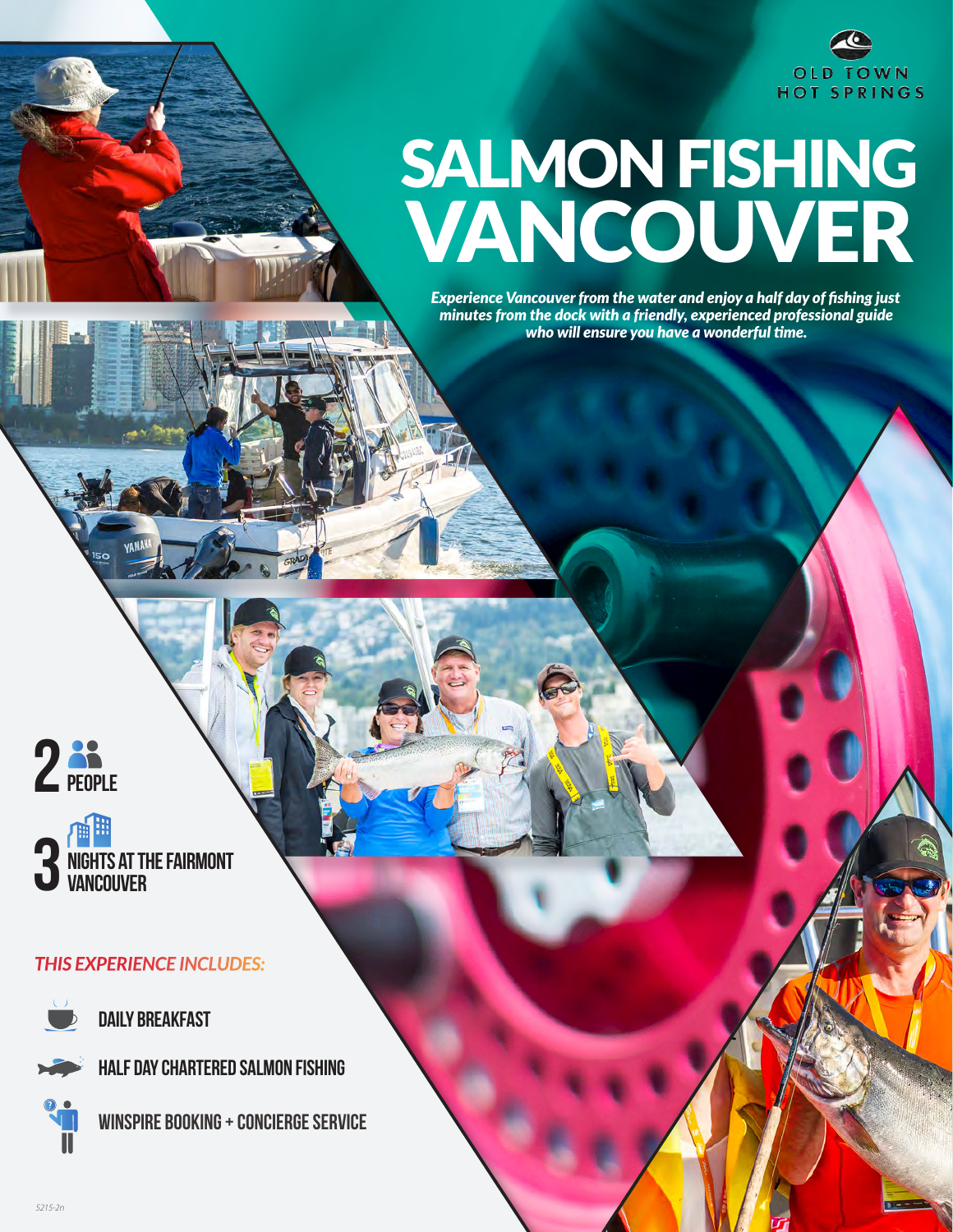OLD TOWN HOT SPRINGS

# SALMON FISHING VANCOUVER

*Experience Vancouver from the water and enjoy a half day of fishing just minutes from the dock with a friendly, experienced professional guide who will ensure you have a wonderful time.*

**2** PEOPLE

**3** NIGHTS AT THE FAIRMONT VANCOUVER

*THIS EXPERIENCE INCLUDES:*

- DAILY BREAKFAST
- HALF DAY CHARTERED SALMON FISHING
- WINSPIRE BOOKING + CONCIERGE SERVICE

5215-2n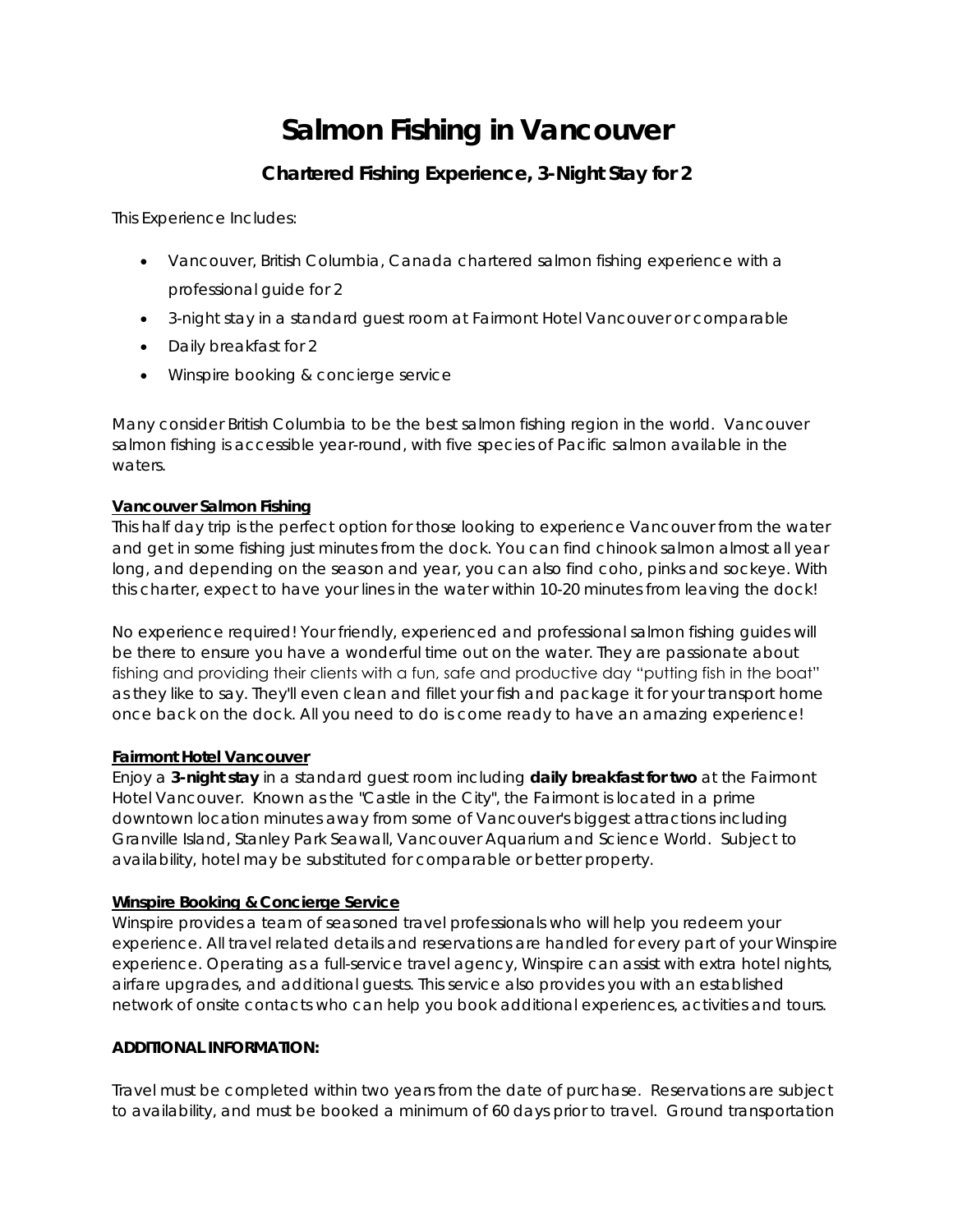# Salmon Fishing in Vancouver

## Chartered Fishing Experience, 3-Night Stay for 2

This Experience Includes:

- Vancouver, British Columbia, Canada chartered salmon fishing experience with a professional guide for 2
- 3-night stay in a standard guest room at Fairmont Hotel Vancouver or comparable
- Daily breakfast for 2
- Winspire booking & concierge service

Many consider British Columbia to be the best salmon fishing region in the world. Vancouver salmon fishing is accessible year-round, with five species of Pacific salmon available in the waters.

**Vancouver Salmon Fishing**

This half day trip is the perfect option for those looking to experience Vancouver from the water and get in some fishing just minutes from the dock. You can find chinook salmon almost all year long, and depending on the season and year, you can also find coho, pinks and sockeye. With this charter, expect to have your lines in the water within 10-20 minutes from leaving the dock!

No experience required! Your friendly, experienced and professional salmon fishing guides will be there to ensure you have a wonderful time out on the water. They are passionate about fishing and providing their clients with a fun, safe and productive day "putting fish in the boat" as they like to say. They'll even clean and fillet your fish and package it for your transport home once back on the dock. All you need to do is come ready to have an amazing experience!

**Fairmont Hotel Vancouver**

Enjoy a **3-night stay** in a standard guest room including **daily breakfast for two** at the Fairmont Hotel Vancouver. Known as the "Castle in the City", the Fairmont is located in a prime downtown location minutes away from some of Vancouver's biggest attractions including Granville Island, Stanley Park Seawall, Vancouver Aquarium and Science World. Subject to availability, hotel may be substituted for comparable or better property.

**Winspire Booking & Concierge Service**

Winspire provides a team of seasoned travel professionals who will help you redeem your experience. All travel related details and reservations are handled for every part of your Winspire experience. Operating as a full-service travel agency, Winspire can assist with extra hotel nights, airfare upgrades, and additional guests. This service also provides you with an established network of onsite contacts who can help you book additional experiences, activities and tours.

**ADDITIONAL INFORMATION:**

Travel must be completed within two years from the date of purchase. Reservations are subject to availability, and must be booked a minimum of 60 days prior to travel. Ground transportation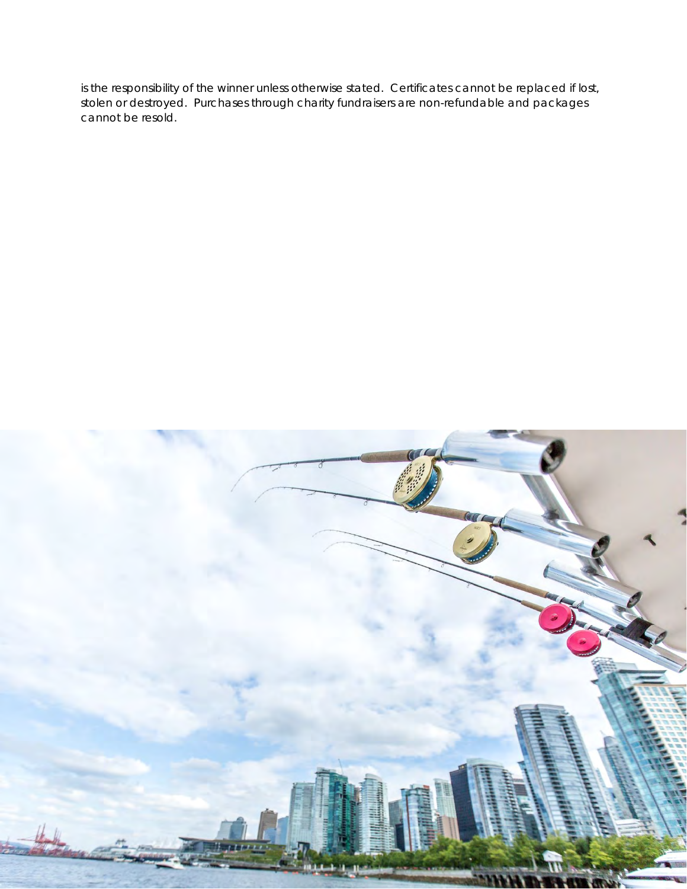is the responsibility of the winner unless otherwise stated. Certificates cannot be replaced if lost, stolen or destroyed. Purchases through charity fundraisers are non-refundable and packages cannot be resold.